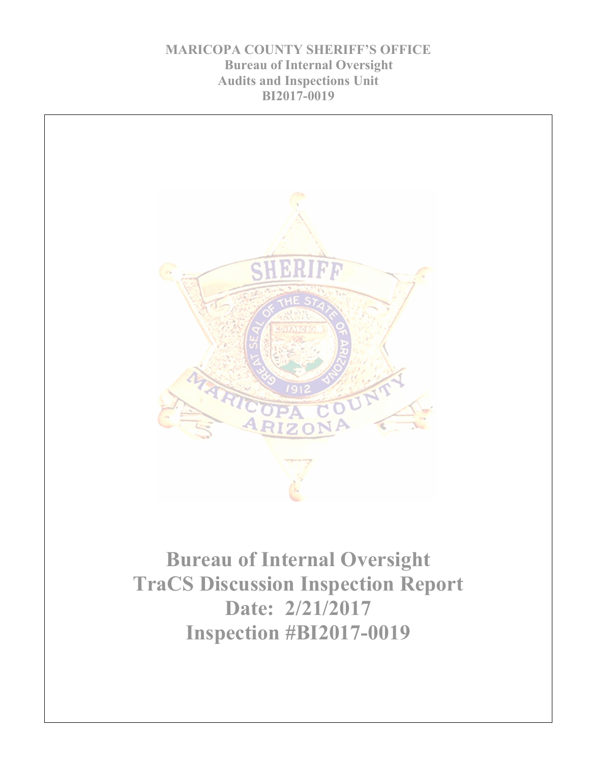**MARICOPA COUNTY SHERIFF'S OFFICE**
**Bureau of Internal Oversight**
**Audits and Inspections Unit**
**BI2017-0019**

# Bureau of Internal Oversight
# TraCS Discussion Inspection Report
# Date: 2/21/2017
# Inspection #BI2017-0019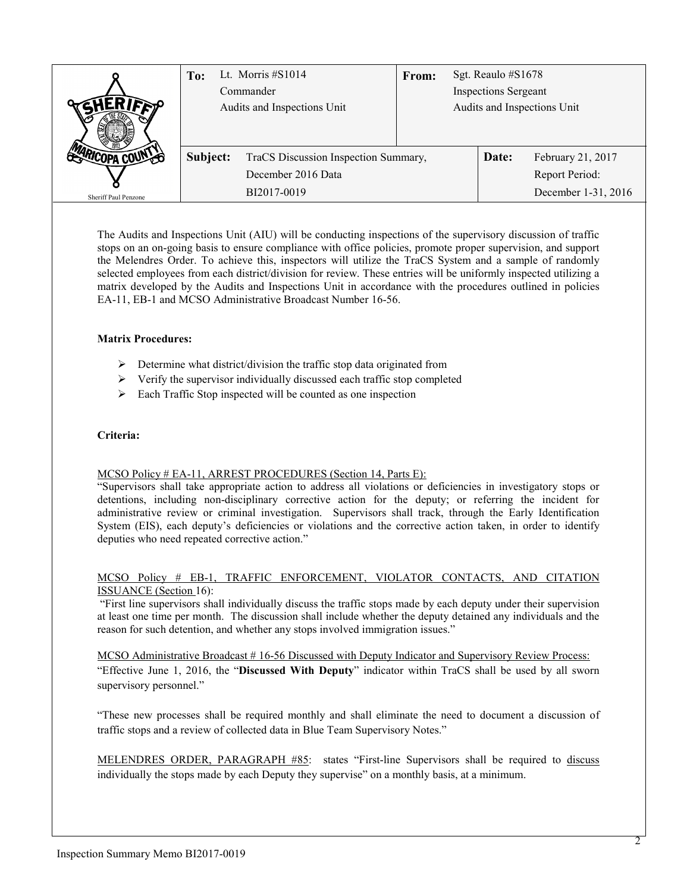| | To: | Lt. Morris #S1014<br>Commander<br>Audits and Inspections Unit | From: | Sgt. Reaulo #S1678<br>Inspections Sergeant<br>Audits and Inspections Unit |
|---|---|---|---|---|
| Sheriff Paul Penzone | Subject: | TraCS Discussion Inspection Summary,<br>December 2016 Data<br>BI2017-0019 | Date: | February 21, 2017<br>Report Period:<br>December 1-31, 2016 |

The Audits and Inspections Unit (AIU) will be conducting inspections of the supervisory discussion of traffic stops on an on-going basis to ensure compliance with office policies, promote proper supervision, and support the Melendres Order. To achieve this, inspectors will utilize the TraCS System and a sample of randomly selected employees from each district/division for review. These entries will be uniformly inspected utilizing a matrix developed by the Audits and Inspections Unit in accordance with the procedures outlined in policies EA-11, EB-1 and MCSO Administrative Broadcast Number 16-56.

**Matrix Procedures:**

- Determine what district/division the traffic stop data originated from
- Verify the supervisor individually discussed each traffic stop completed
- Each Traffic Stop inspected will be counted as one inspection

**Criteria:**

MCSO Policy # EA-11, ARREST PROCEDURES (Section 14, Parts E):
"Supervisors shall take appropriate action to address all violations or deficiencies in investigatory stops or detentions, including non-disciplinary corrective action for the deputy; or referring the incident for administrative review or criminal investigation. Supervisors shall track, through the Early Identification System (EIS), each deputy's deficiencies or violations and the corrective action taken, in order to identify deputies who need repeated corrective action."

MCSO Policy # EB-1, TRAFFIC ENFORCEMENT, VIOLATOR CONTACTS, AND CITATION ISSUANCE (Section 16):
"First line supervisors shall individually discuss the traffic stops made by each deputy under their supervision at least one time per month. The discussion shall include whether the deputy detained any individuals and the reason for such detention, and whether any stops involved immigration issues."

MCSO Administrative Broadcast # 16-56 Discussed with Deputy Indicator and Supervisory Review Process:
"Effective June 1, 2016, the "**Discussed With Deputy**" indicator within TraCS shall be used by all sworn supervisory personnel."

"These new processes shall be required monthly and shall eliminate the need to document a discussion of traffic stops and a review of collected data in Blue Team Supervisory Notes."

MELENDRES ORDER, PARAGRAPH #85: states "First-line Supervisors shall be required to discuss individually the stops made by each Deputy they supervise" on a monthly basis, at a minimum.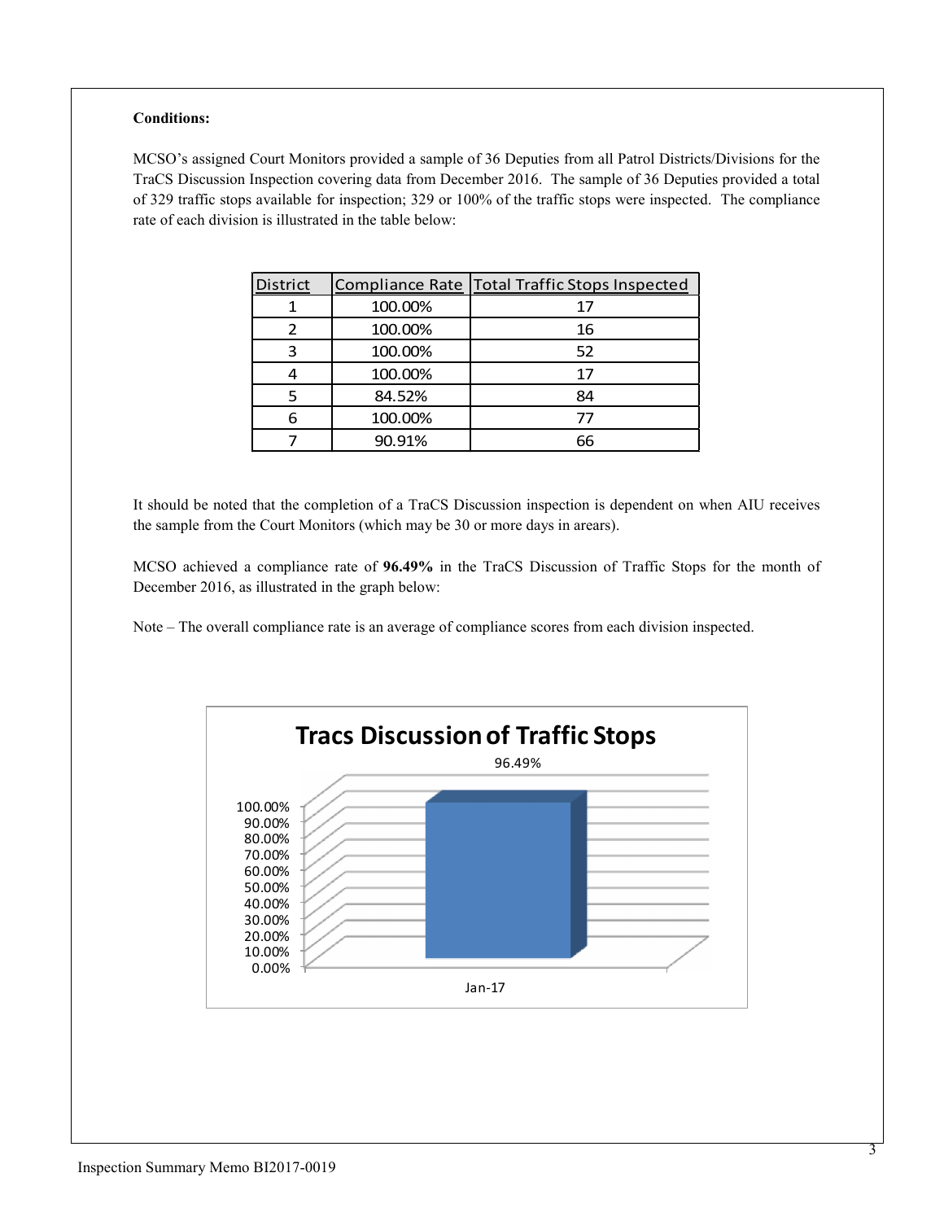**Conditions:**

MCSO's assigned Court Monitors provided a sample of 36 Deputies from all Patrol Districts/Divisions for the TraCS Discussion Inspection covering data from December 2016. The sample of 36 Deputies provided a total of 329 traffic stops available for inspection; 329 or 100% of the traffic stops were inspected. The compliance rate of each division is illustrated in the table below:

| District | Compliance Rate | Total Traffic Stops Inspected |
|---|---|---|
| 1 | 100.00% | 17 |
| 2 | 100.00% | 16 |
| 3 | 100.00% | 52 |
| 4 | 100.00% | 17 |
| 5 | 84.52% | 84 |
| 6 | 100.00% | 77 |
| 7 | 90.91% | 66 |

It should be noted that the completion of a TraCS Discussion inspection is dependent on when AIU receives the sample from the Court Monitors (which may be 30 or more days in arears).

MCSO achieved a compliance rate of **96.49%** in the TraCS Discussion of Traffic Stops for the month of December 2016, as illustrated in the graph below:

Note – The overall compliance rate is an average of compliance scores from each division inspected.

**Tracs Discussion of Traffic Stops**

| | Jan-17 |
|---|---|
| Compliance Rate | 96.49% |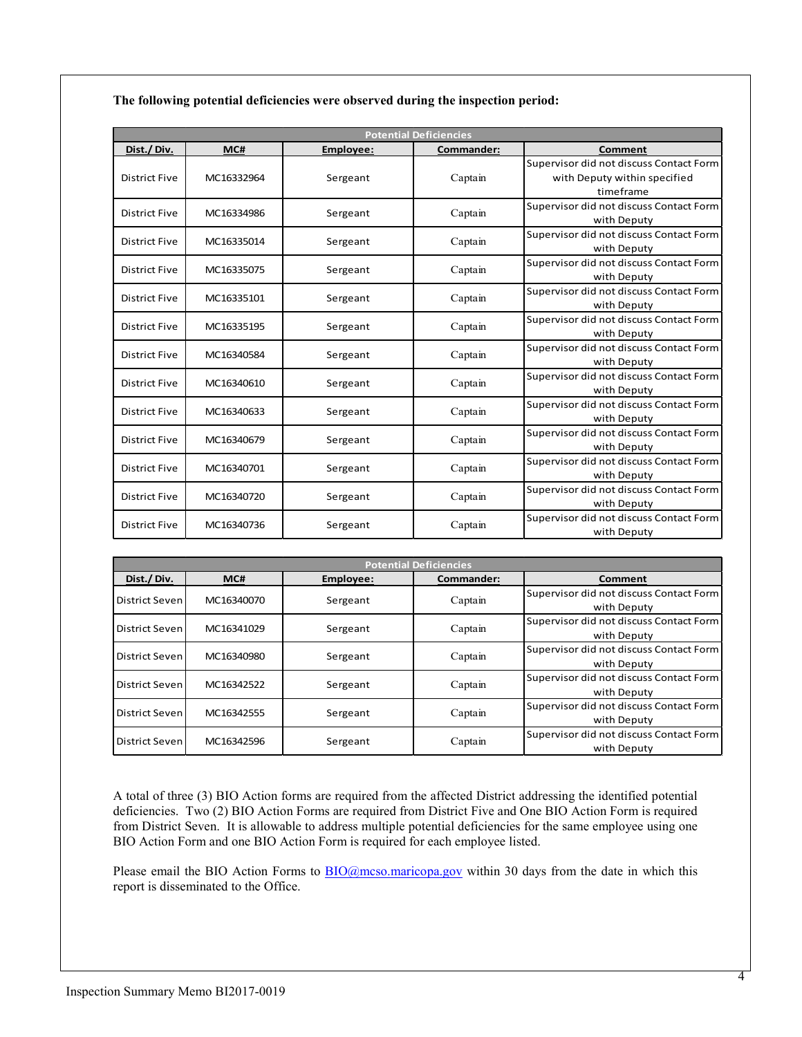**The following potential deficiencies were observed during the inspection period:**

| Potential Deficiencies | | | | |
|---|---|---|---|---|
| **Dist./ Div.** | **MC#** | **Employee:** | **Commander:** | **Comment** |
| District Five | MC16332964 | Sergeant | Captain | Supervisor did not discuss Contact Form with Deputy within specified timeframe |
| District Five | MC16334986 | Sergeant | Captain | Supervisor did not discuss Contact Form with Deputy |
| District Five | MC16335014 | Sergeant | Captain | Supervisor did not discuss Contact Form with Deputy |
| District Five | MC16335075 | Sergeant | Captain | Supervisor did not discuss Contact Form with Deputy |
| District Five | MC16335101 | Sergeant | Captain | Supervisor did not discuss Contact Form with Deputy |
| District Five | MC16335195 | Sergeant | Captain | Supervisor did not discuss Contact Form with Deputy |
| District Five | MC16340584 | Sergeant | Captain | Supervisor did not discuss Contact Form with Deputy |
| District Five | MC16340610 | Sergeant | Captain | Supervisor did not discuss Contact Form with Deputy |
| District Five | MC16340633 | Sergeant | Captain | Supervisor did not discuss Contact Form with Deputy |
| District Five | MC16340679 | Sergeant | Captain | Supervisor did not discuss Contact Form with Deputy |
| District Five | MC16340701 | Sergeant | Captain | Supervisor did not discuss Contact Form with Deputy |
| District Five | MC16340720 | Sergeant | Captain | Supervisor did not discuss Contact Form with Deputy |
| District Five | MC16340736 | Sergeant | Captain | Supervisor did not discuss Contact Form with Deputy |

| Potential Deficiencies | | | | |
|---|---|---|---|---|
| **Dist./ Div.** | **MC#** | **Employee:** | **Commander:** | **Comment** |
| District Seven | MC16340070 | Sergeant | Captain | Supervisor did not discuss Contact Form with Deputy |
| District Seven | MC16341029 | Sergeant | Captain | Supervisor did not discuss Contact Form with Deputy |
| District Seven | MC16340980 | Sergeant | Captain | Supervisor did not discuss Contact Form with Deputy |
| District Seven | MC16342522 | Sergeant | Captain | Supervisor did not discuss Contact Form with Deputy |
| District Seven | MC16342555 | Sergeant | Captain | Supervisor did not discuss Contact Form with Deputy |
| District Seven | MC16342596 | Sergeant | Captain | Supervisor did not discuss Contact Form with Deputy |

A total of three (3) BIO Action forms are required from the affected District addressing the identified potential deficiencies. Two (2) BIO Action Forms are required from District Five and One BIO Action Form is required from District Seven. It is allowable to address multiple potential deficiencies for the same employee using one BIO Action Form and one BIO Action Form is required for each employee listed.

Please email the BIO Action Forms to BIO@mcso.maricopa.gov within 30 days from the date in which this report is disseminated to the Office.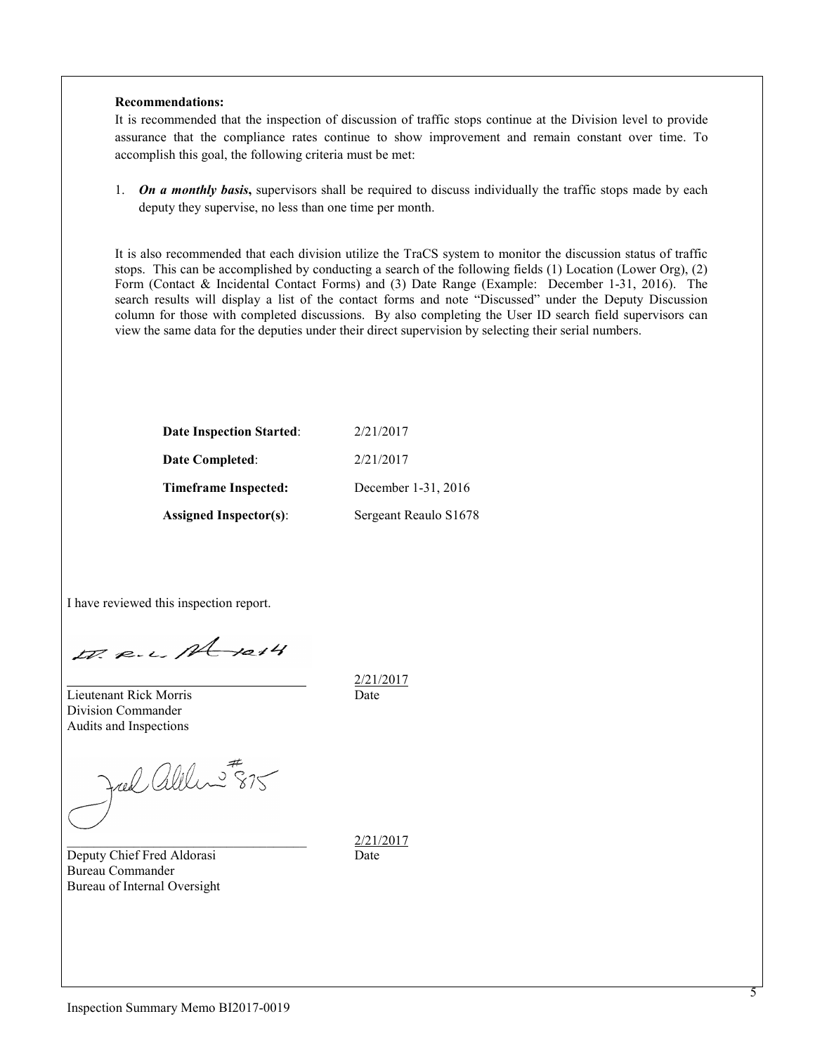**Recommendations:**

It is recommended that the inspection of discussion of traffic stops continue at the Division level to provide assurance that the compliance rates continue to show improvement and remain constant over time. To accomplish this goal, the following criteria must be met:

1. ***On a monthly basis*****,** supervisors shall be required to discuss individually the traffic stops made by each deputy they supervise, no less than one time per month.

It is also recommended that each division utilize the TraCS system to monitor the discussion status of traffic stops. This can be accomplished by conducting a search of the following fields (1) Location (Lower Org), (2) Form (Contact & Incidental Contact Forms) and (3) Date Range (Example: December 1-31, 2016). The search results will display a list of the contact forms and note "Discussed" under the Deputy Discussion column for those with completed discussions. By also completing the User ID search field supervisors can view the same data for the deputies under their direct supervision by selecting their serial numbers.

| | |
|---|---|
| **Date Inspection Started**: | 2/21/2017 |
| **Date Completed**: | 2/21/2017 |
| **Timeframe Inspected:** | December 1-31, 2016 |
| **Assigned Inspector(s)**: | Sergeant Reaulo S1678 |

I have reviewed this inspection report.

Lieutenant Rick Morris
Division Commander
Audits and Inspections

2/21/2017
Date

Deputy Chief Fred Aldorasi
Bureau Commander
Bureau of Internal Oversight

2/21/2017
Date

Inspection Summary Memo BI2017-0019